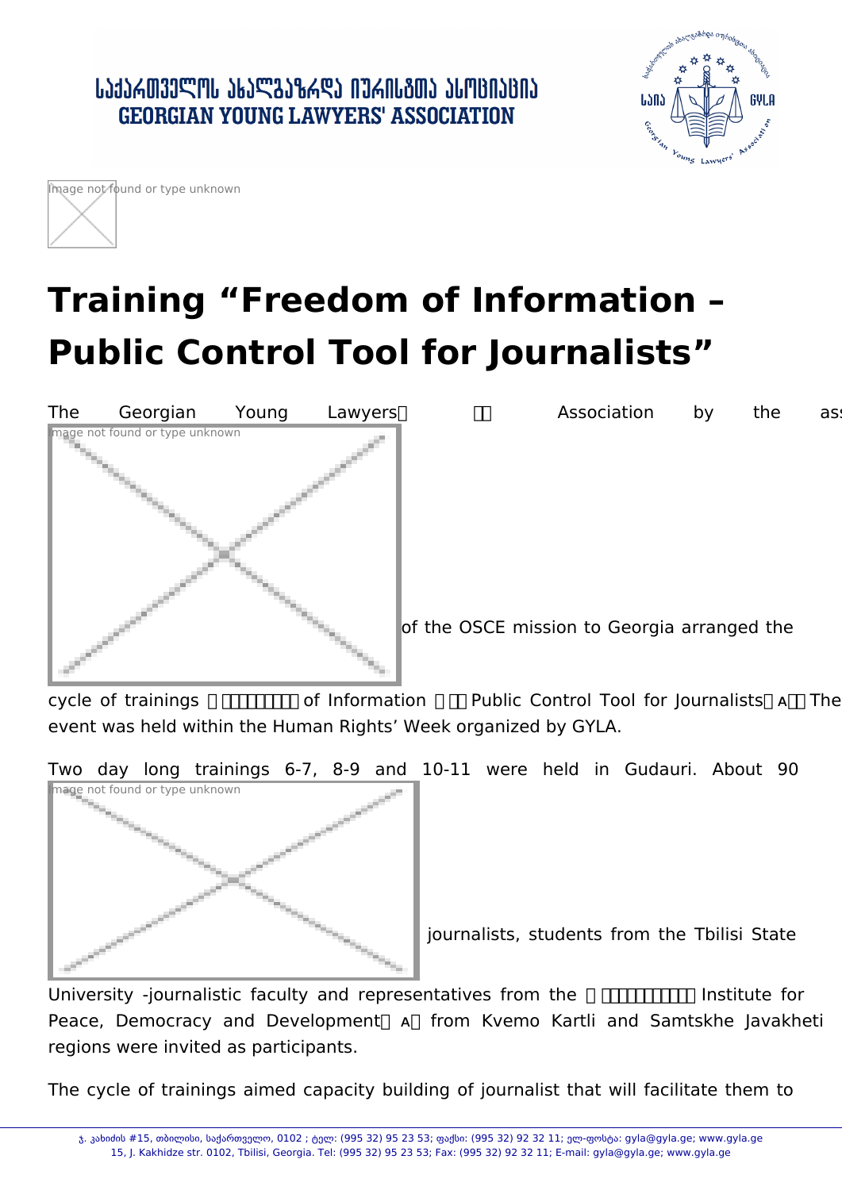# Training "Freedom of Information – Public Control Tool for Journalists"

The Georgian Young Lawyers' Association by the ass of the OSCE mission to Georgia arranged the cycle of trainings of Information Public Control Tool for Journalists The event was held within the Human Rights' Week organized by GYLA.

Two day long trainings 6-7, 8-9 and 10-11 were held in Gudauri. About 90 journalists, students from the Tbilisi State University -journalistic faculty and representatives from the Institute for Peace, Democracy and Development from Kvemo Kartli and Samtskhe Javakheti regions were invited as participants.

The cycle of trainings aimed capacity building of journalist that will facilitate them to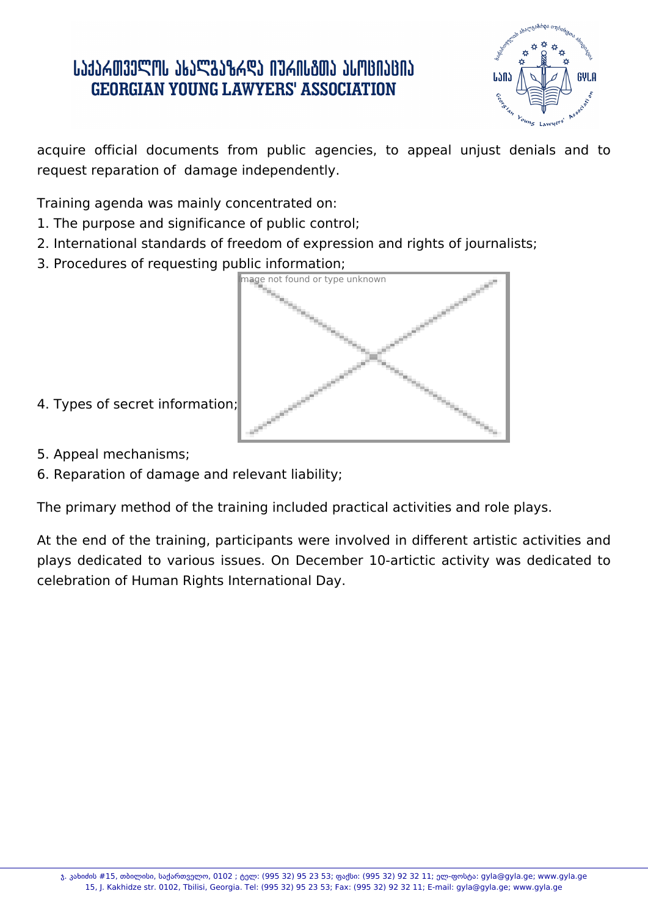acquire official documents from public agencies, to appeal unjust denials and to request reparation of damage independently.

Training agenda was mainly concentrated on:

1. The purpose and significance of public control;
2. International standards of freedom of expression and rights of journalists;
3. Procedures of requesting public information;
4. Types of secret information;
5. Appeal mechanisms;
6. Reparation of damage and relevant liability;

The primary method of the training included practical activities and role plays.

At the end of the training, participants were involved in different artistic activities and plays dedicated to various issues. On December 10-artictic activity was dedicated to celebration of Human Rights International Day.